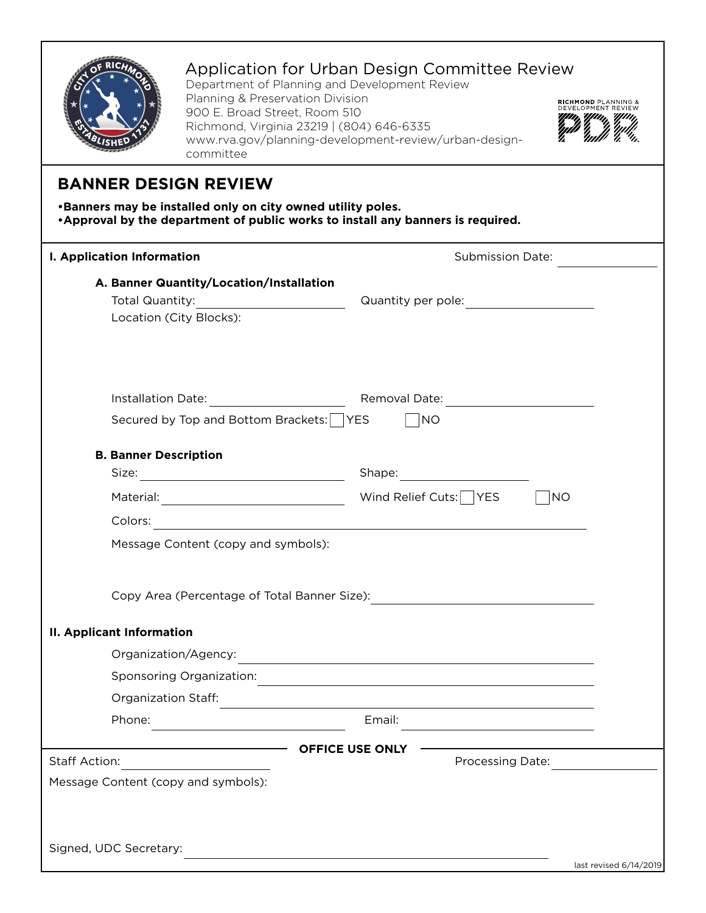# Application for Urban Design Committee Review

Department of Planning and Development Review
Planning & Preservation Division
900 E. Broad Street, Room 510
Richmond, Virginia 23219 | (804) 646-6335
www.rva.gov/planning-development-review/urban-design-committee

RICHMOND PLANNING & DEVELOPMENT REVIEW

PDR

## BANNER DESIGN REVIEW

- **Banners may be installed only on city owned utility poles.**
- **Approval by the department of public works to install any banners is required.**

### I. Application Information

Submission Date: ____________

**A. Banner Quantity/Location/Installation**

Total Quantity: ____________ Quantity per pole: ____________

Location (City Blocks):

Installation Date: ____________ Removal Date: ____________

Secured by Top and Bottom Brackets: ☐ YES ☐ NO

**B. Banner Description**

Size: ____________ Shape: ____________

Material: ____________ Wind Relief Cuts: ☐ YES ☐ NO

Colors: ____________

Message Content (copy and symbols):

Copy Area (Percentage of Total Banner Size): ____________

### II. Applicant Information

Organization/Agency: ____________

Sponsoring Organization: ____________

Organization Staff: ____________

Phone: ____________ Email: ____________

**OFFICE USE ONLY**

Staff Action: ____________ Processing Date: ____________

Message Content (copy and symbols):

Signed, UDC Secretary: ____________

last revised 6/14/2019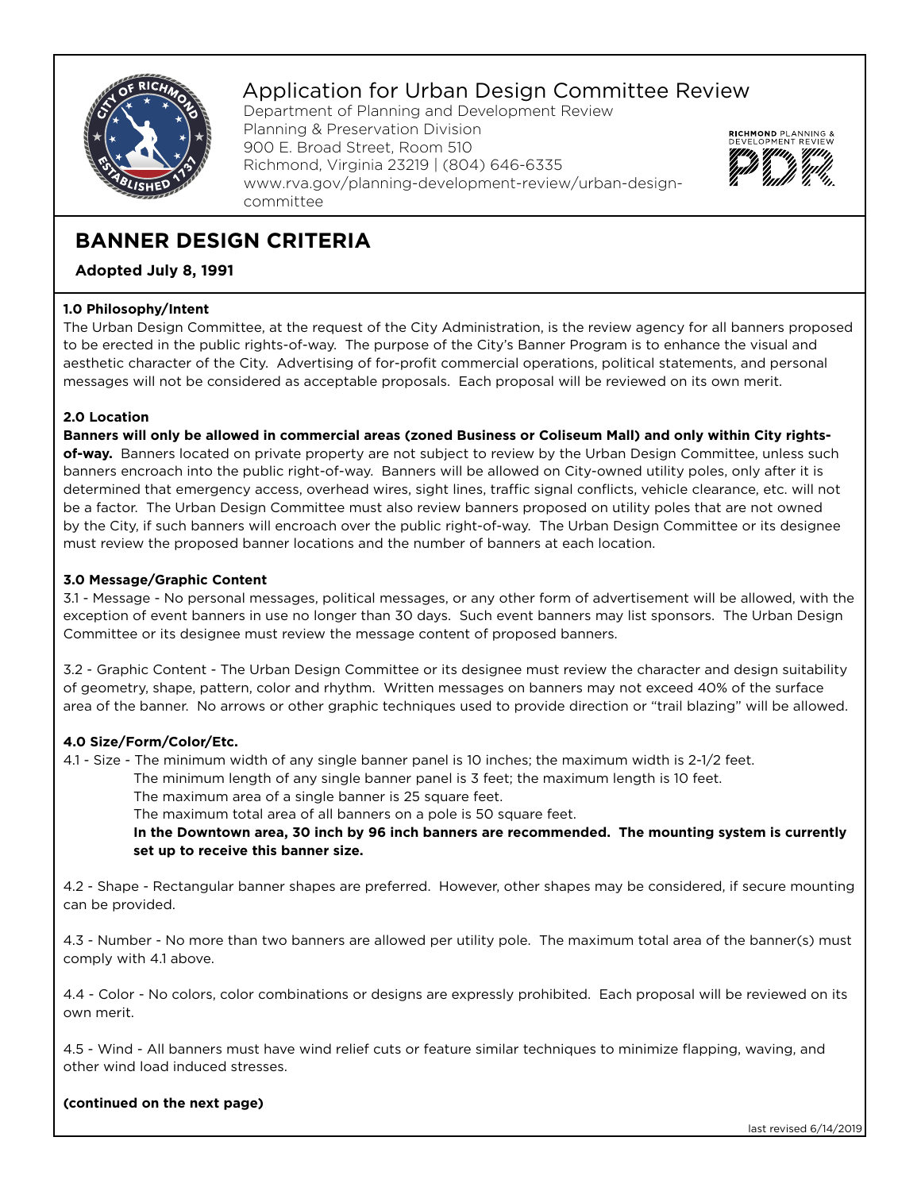# Application for Urban Design Committee Review

Department of Planning and Development Review
Planning & Preservation Division
900 E. Broad Street, Room 510
Richmond, Virginia 23219 | (804) 646-6335
www.rva.gov/planning-development-review/urban-design-committee

## BANNER DESIGN CRITERIA

**Adopted July 8, 1991**

### 1.0 Philosophy/Intent

The Urban Design Committee, at the request of the City Administration, is the review agency for all banners proposed to be erected in the public rights-of-way. The purpose of the City's Banner Program is to enhance the visual and aesthetic character of the City. Advertising of for-profit commercial operations, political statements, and personal messages will not be considered as acceptable proposals. Each proposal will be reviewed on its own merit.

### 2.0 Location

**Banners will only be allowed in commercial areas (zoned Business or Coliseum Mall) and only within City rights-of-way.** Banners located on private property are not subject to review by the Urban Design Committee, unless such banners encroach into the public right-of-way. Banners will be allowed on City-owned utility poles, only after it is determined that emergency access, overhead wires, sight lines, traffic signal conflicts, vehicle clearance, etc. will not be a factor. The Urban Design Committee must also review banners proposed on utility poles that are not owned by the City, if such banners will encroach over the public right-of-way. The Urban Design Committee or its designee must review the proposed banner locations and the number of banners at each location.

### 3.0 Message/Graphic Content

3.1 - Message - No personal messages, political messages, or any other form of advertisement will be allowed, with the exception of event banners in use no longer than 30 days. Such event banners may list sponsors. The Urban Design Committee or its designee must review the message content of proposed banners.

3.2 - Graphic Content - The Urban Design Committee or its designee must review the character and design suitability of geometry, shape, pattern, color and rhythm. Written messages on banners may not exceed 40% of the surface area of the banner. No arrows or other graphic techniques used to provide direction or "trail blazing" will be allowed.

### 4.0 Size/Form/Color/Etc.

4.1 - Size - The minimum width of any single banner panel is 10 inches; the maximum width is 2-1/2 feet.
The minimum length of any single banner panel is 3 feet; the maximum length is 10 feet.
The maximum area of a single banner is 25 square feet.
The maximum total area of all banners on a pole is 50 square feet.
**In the Downtown area, 30 inch by 96 inch banners are recommended. The mounting system is currently set up to receive this banner size.**

4.2 - Shape - Rectangular banner shapes are preferred. However, other shapes may be considered, if secure mounting can be provided.

4.3 - Number - No more than two banners are allowed per utility pole. The maximum total area of the banner(s) must comply with 4.1 above.

4.4 - Color - No colors, color combinations or designs are expressly prohibited. Each proposal will be reviewed on its own merit.

4.5 - Wind - All banners must have wind relief cuts or feature similar techniques to minimize flapping, waving, and other wind load induced stresses.

**(continued on the next page)**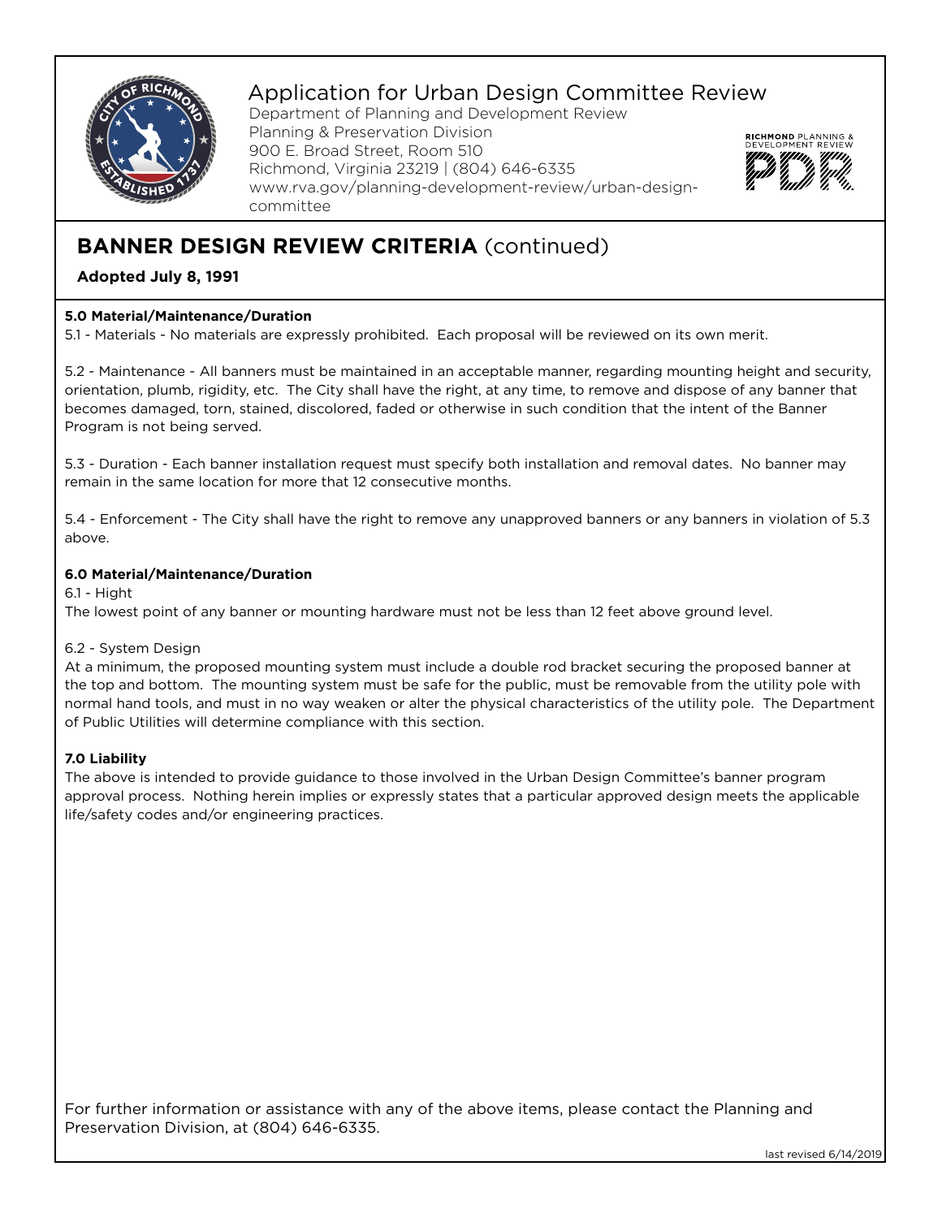# Application for Urban Design Committee Review

Department of Planning and Development Review
Planning & Preservation Division
900 E. Broad Street, Room 510
Richmond, Virginia 23219 | (804) 646-6335
www.rva.gov/planning-development-review/urban-design-committee

RICHMOND PLANNING & DEVELOPMENT REVIEW
PDR

## BANNER DESIGN REVIEW CRITERIA (continued)

**Adopted July 8, 1991**

**5.0 Material/Maintenance/Duration**

5.1 - Materials - No materials are expressly prohibited. Each proposal will be reviewed on its own merit.

5.2 - Maintenance - All banners must be maintained in an acceptable manner, regarding mounting height and security, orientation, plumb, rigidity, etc. The City shall have the right, at any time, to remove and dispose of any banner that becomes damaged, torn, stained, discolored, faded or otherwise in such condition that the intent of the Banner Program is not being served.

5.3 - Duration - Each banner installation request must specify both installation and removal dates. No banner may remain in the same location for more that 12 consecutive months.

5.4 - Enforcement - The City shall have the right to remove any unapproved banners or any banners in violation of 5.3 above.

**6.0 Material/Maintenance/Duration**

6.1 - Hight

The lowest point of any banner or mounting hardware must not be less than 12 feet above ground level.

6.2 - System Design

At a minimum, the proposed mounting system must include a double rod bracket securing the proposed banner at the top and bottom. The mounting system must be safe for the public, must be removable from the utility pole with normal hand tools, and must in no way weaken or alter the physical characteristics of the utility pole. The Department of Public Utilities will determine compliance with this section.

**7.0 Liability**

The above is intended to provide guidance to those involved in the Urban Design Committee's banner program approval process. Nothing herein implies or expressly states that a particular approved design meets the applicable life/safety codes and/or engineering practices.

For further information or assistance with any of the above items, please contact the Planning and Preservation Division, at (804) 646-6335.

last revised 6/14/2019